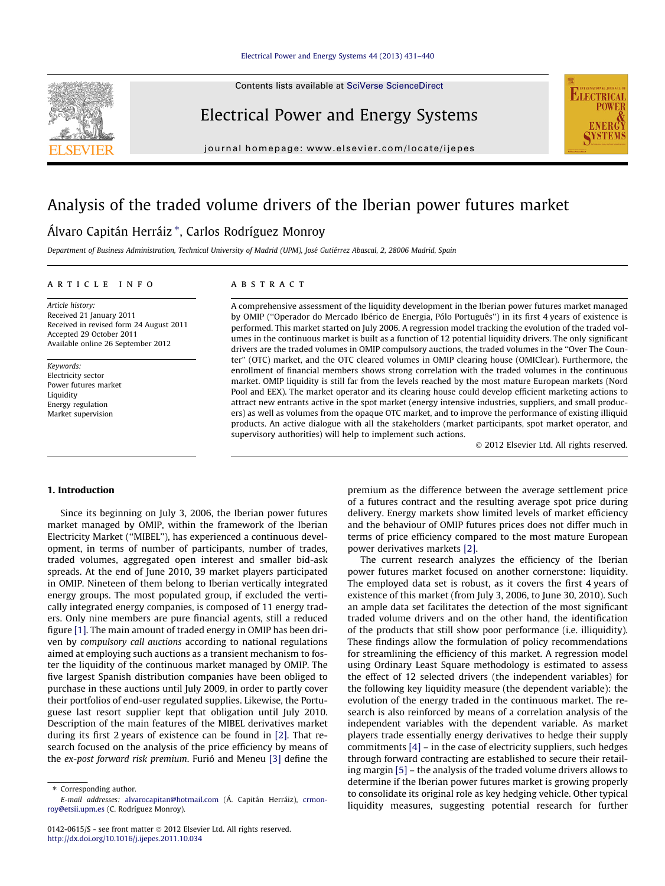# Analysis of the traded volume drivers of the Iberian power futures market

Álvaro Capitán Herráiz *, Carlos Rodríguez Monroy

Department of Business Administration, Technical University of Madrid (UPM), José Gutiérrez Abascal, 2, 28006 Madrid, Spain

## ARTICLE INFO

*Article history:*
Received 21 January 2011
Received in revised form 24 August 2011
Accepted 29 October 2011
Available online 26 September 2012

*Keywords:*
Electricity sector
Power futures market
Liquidity
Energy regulation
Market supervision

## ABSTRACT

A comprehensive assessment of the liquidity development in the Iberian power futures market managed by OMIP ("Operador do Mercado Ibérico de Energia, Pólo Português") in its first 4 years of existence is performed. This market started on July 2006. A regression model tracking the evolution of the traded volumes in the continuous market is built as a function of 12 potential liquidity drivers. The only significant drivers are the traded volumes in OMIP compulsory auctions, the traded volumes in the "Over The Counter" (OTC) market, and the OTC cleared volumes in OMIP clearing house (OMIClear). Furthermore, the enrollment of financial members shows strong correlation with the traded volumes in the continuous market. OMIP liquidity is still far from the levels reached by the most mature European markets (Nord Pool and EEX). The market operator and its clearing house could develop efficient marketing actions to attract new entrants active in the spot market (energy intensive industries, suppliers, and small producers) as well as volumes from the opaque OTC market, and to improve the performance of existing illiquid products. An active dialogue with all the stakeholders (market participants, spot market operator, and supervisory authorities) will help to implement such actions.

© 2012 Elsevier Ltd. All rights reserved.

## 1. Introduction

Since its beginning on July 3, 2006, the Iberian power futures market managed by OMIP, within the framework of the Iberian Electricity Market ("MIBEL"), has experienced a continuous development, in terms of number of participants, number of trades, traded volumes, aggregated open interest and smaller bid-ask spreads. At the end of June 2010, 39 market players participated in OMIP. Nineteen of them belong to Iberian vertically integrated energy groups. The most populated group, if excluded the vertically integrated energy companies, is composed of 11 energy traders. Only nine members are pure financial agents, still a reduced figure [1]. The main amount of traded energy in OMIP has been driven by *compulsory call auctions* according to national regulations aimed at employing such auctions as a transient mechanism to foster the liquidity of the continuous market managed by OMIP. The five largest Spanish distribution companies have been obliged to purchase in these auctions until July 2009, in order to partly cover their portfolios of end-user regulated supplies. Likewise, the Portuguese last resort supplier kept that obligation until July 2010. Description of the main features of the MIBEL derivatives market during its first 2 years of existence can be found in [2]. That research focused on the analysis of the price efficiency by means of the *ex-post forward risk premium*. Furió and Meneu [3] define the premium as the difference between the average settlement price of a futures contract and the resulting average spot price during delivery. Energy markets show limited levels of market efficiency and the behaviour of OMIP futures prices does not differ much in terms of price efficiency compared to the most mature European power derivatives markets [2].

The current research analyzes the efficiency of the Iberian power futures market focused on another cornerstone: liquidity. The employed data set is robust, as it covers the first 4 years of existence of this market (from July 3, 2006, to June 30, 2010). Such an ample data set facilitates the detection of the most significant traded volume drivers and on the other hand, the identification of the products that still show poor performance (i.e. illiquidity). These findings allow the formulation of policy recommendations for streamlining the efficiency of this market. A regression model using Ordinary Least Square methodology is estimated to assess the effect of 12 selected drivers (the independent variables) for the following key liquidity measure (the dependent variable): the evolution of the energy traded in the continuous market. The research is also reinforced by means of a correlation analysis of the independent variables with the dependent variable. As market players trade essentially energy derivatives to hedge their supply commitments [4] – in the case of electricity suppliers, such hedges through forward contracting are established to secure their retailing margin [5] – the analysis of the traded volume drivers allows to determine if the Iberian power futures market is growing properly to consolidate its original role as key hedging vehicle. Other typical liquidity measures, suggesting potential research for further

---

* Corresponding author.
E-mail addresses: alvarocapitan@hotmail.com (Á. Capitán Herráiz), crmonroy@etsii.upm.es (C. Rodríguez Monroy).

0142-0615/$ - see front matter © 2012 Elsevier Ltd. All rights reserved.
http://dx.doi.org/10.1016/j.ijepes.2011.10.034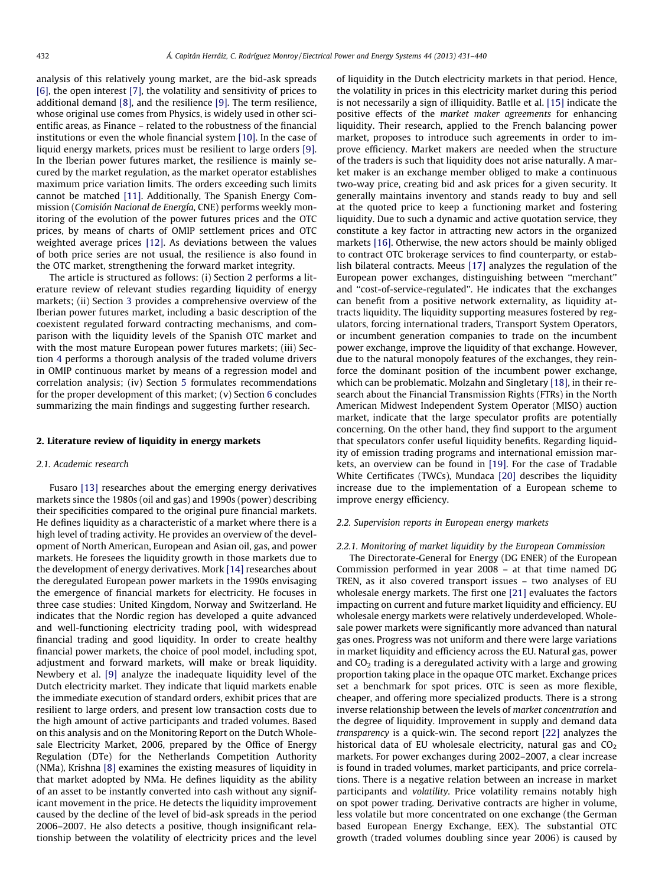analysis of this relatively young market, are the bid-ask spreads [6], the open interest [7], the volatility and sensitivity of prices to additional demand [8], and the resilience [9]. The term resilience, whose original use comes from Physics, is widely used in other scientific areas, as Finance – related to the robustness of the financial institutions or even the whole financial system [10]. In the case of liquid energy markets, prices must be resilient to large orders [9]. In the Iberian power futures market, the resilience is mainly secured by the market regulation, as the market operator establishes maximum price variation limits. The orders exceeding such limits cannot be matched [11]. Additionally, The Spanish Energy Commission (*Comisión Nacional de Energía*, CNE) performs weekly monitoring of the evolution of the power futures prices and the OTC prices, by means of charts of OMIP settlement prices and OTC weighted average prices [12]. As deviations between the values of both price series are not usual, the resilience is also found in the OTC market, strengthening the forward market integrity.

The article is structured as follows: (i) Section 2 performs a literature review of relevant studies regarding liquidity of energy markets; (ii) Section 3 provides a comprehensive overview of the Iberian power futures market, including a basic description of the coexistent regulated forward contracting mechanisms, and comparison with the liquidity levels of the Spanish OTC market and with the most mature European power futures markets; (iii) Section 4 performs a thorough analysis of the traded volume drivers in OMIP continuous market by means of a regression model and correlation analysis; (iv) Section 5 formulates recommendations for the proper development of this market; (v) Section 6 concludes summarizing the main findings and suggesting further research.

## 2. Literature review of liquidity in energy markets

### 2.1. Academic research

Fusaro [13] researches about the emerging energy derivatives markets since the 1980s (oil and gas) and 1990s (power) describing their specificities compared to the original pure financial markets. He defines liquidity as a characteristic of a market where there is a high level of trading activity. He provides an overview of the development of North American, European and Asian oil, gas, and power markets. He foresees the liquidity growth in those markets due to the development of energy derivatives. Mork [14] researches about the deregulated European power markets in the 1990s envisaging the emergence of financial markets for electricity. He focuses in three case studies: United Kingdom, Norway and Switzerland. He indicates that the Nordic region has developed a quite advanced and well-functioning electricity trading pool, with widespread financial trading and good liquidity. In order to create healthy financial power markets, the choice of pool model, including spot, adjustment and forward markets, will make or break liquidity. Newbery et al. [9] analyze the inadequate liquidity level of the Dutch electricity market. They indicate that liquid markets enable the immediate execution of standard orders, exhibit prices that are resilient to large orders, and present low transaction costs due to the high amount of active participants and traded volumes. Based on this analysis and on the Monitoring Report on the Dutch Wholesale Electricity Market, 2006, prepared by the Office of Energy Regulation (DTe) for the Netherlands Competition Authority (NMa), Krishna [8] examines the existing measures of liquidity in that market adopted by NMa. He defines liquidity as the ability of an asset to be instantly converted into cash without any significant movement in the price. He detects the liquidity improvement caused by the decline of the level of bid-ask spreads in the period 2006–2007. He also detects a positive, though insignificant relationship between the volatility of electricity prices and the level of liquidity in the Dutch electricity markets in that period. Hence, the volatility in prices in this electricity market during this period is not necessarily a sign of illiquidity. Batlle et al. [15] indicate the positive effects of the *market maker agreements* for enhancing liquidity. Their research, applied to the French balancing power market, proposes to introduce such agreements in order to improve efficiency. Market makers are needed when the structure of the traders is such that liquidity does not arise naturally. A market maker is an exchange member obliged to make a continuous two-way price, creating bid and ask prices for a given security. It generally maintains inventory and stands ready to buy and sell at the quoted price to keep a functioning market and fostering liquidity. Due to such a dynamic and active quotation service, they constitute a key factor in attracting new actors in the organized markets [16]. Otherwise, the new actors should be mainly obliged to contract OTC brokerage services to find counterparty, or establish bilateral contracts. Meeus [17] analyzes the regulation of the European power exchanges, distinguishing between "merchant" and "cost-of-service-regulated". He indicates that the exchanges can benefit from a positive network externality, as liquidity attracts liquidity. The liquidity supporting measures fostered by regulators, forcing international traders, Transport System Operators, or incumbent generation companies to trade on the incumbent power exchange, improve the liquidity of that exchange. However, due to the natural monopoly features of the exchanges, they reinforce the dominant position of the incumbent power exchange, which can be problematic. Molzahn and Singletary [18], in their research about the Financial Transmission Rights (FTRs) in the North American Midwest Independent System Operator (MISO) auction market, indicate that the large speculator profits are potentially concerning. On the other hand, they find support to the argument that speculators confer useful liquidity benefits. Regarding liquidity of emission trading programs and international emission markets, an overview can be found in [19]. For the case of Tradable White Certificates (TWCs), Mundaca [20] describes the liquidity increase due to the implementation of a European scheme to improve energy efficiency.

### 2.2. Supervision reports in European energy markets

#### 2.2.1. Monitoring of market liquidity by the European Commission

The Directorate-General for Energy (DG ENER) of the European Commission performed in year 2008 – at that time named DG TREN, as it also covered transport issues – two analyses of EU wholesale energy markets. The first one [21] evaluates the factors impacting on current and future market liquidity and efficiency. EU wholesale energy markets were relatively underdeveloped. Wholesale power markets were significantly more advanced than natural gas ones. Progress was not uniform and there were large variations in market liquidity and efficiency across the EU. Natural gas, power and $CO_2$ trading is a deregulated activity with a large and growing proportion taking place in the opaque OTC market. Exchange prices set a benchmark for spot prices. OTC is seen as more flexible, cheaper, and offering more specialized products. There is a strong inverse relationship between the levels of *market concentration* and the degree of liquidity. Improvement in supply and demand data *transparency* is a quick-win. The second report [22] analyzes the historical data of EU wholesale electricity, natural gas and $CO_2$ markets. For power exchanges during 2002–2007, a clear increase is found in traded volumes, market participants, and price correlations. There is a negative relation between an increase in market participants and *volatility*. Price volatility remains notably high on spot power trading. Derivative contracts are higher in volume, less volatile but more concentrated on one exchange (the German based European Energy Exchange, EEX). The substantial OTC growth (traded volumes doubling since year 2006) is caused by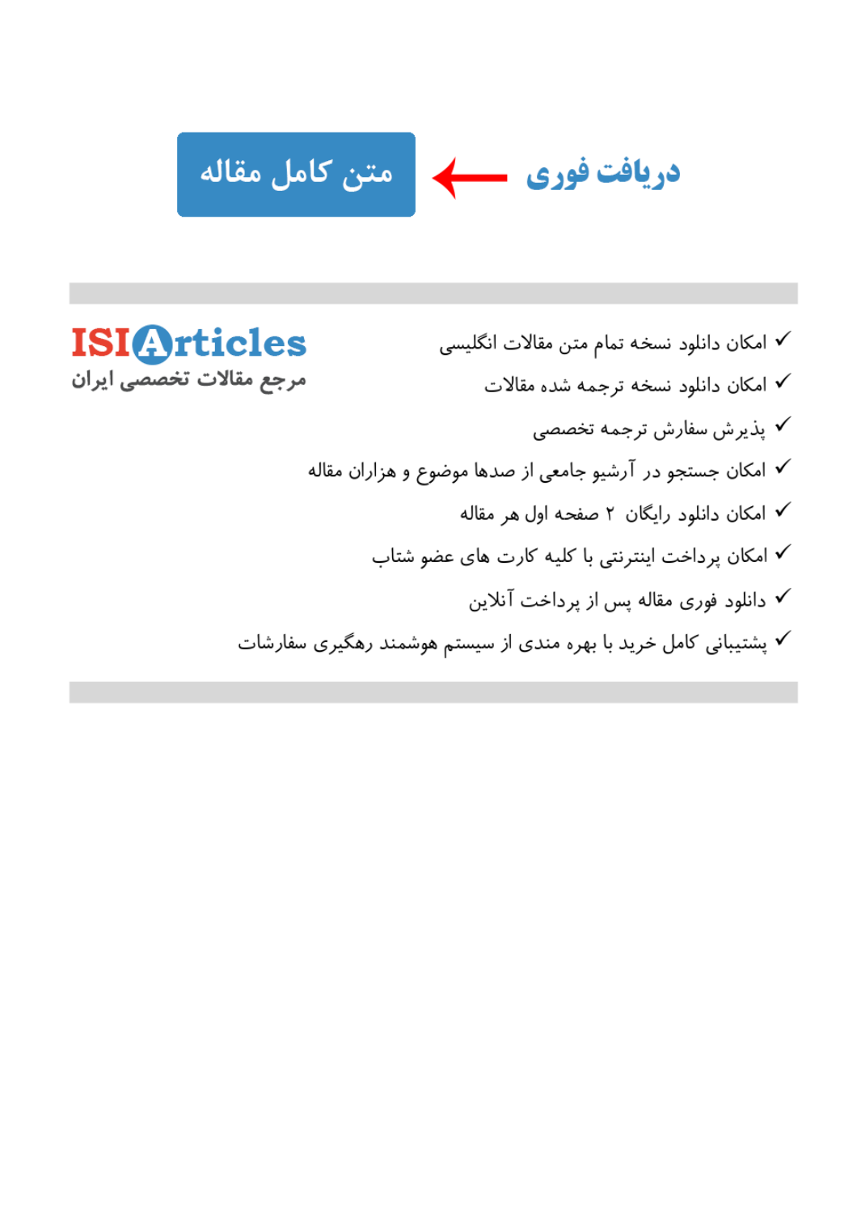دریافت فوری ← **متن کامل مقاله**

**ISIArticles**
مرجع مقالات تخصصی ایران

- ✓ امکان دانلود نسخه تمام متن مقالات انگلیسی
- ✓ امکان دانلود نسخه ترجمه شده مقالات
- ✓ پذیرش سفارش ترجمه تخصصی
- ✓ امکان جستجو در آرشیو جامعی از صدها موضوع و هزاران مقاله
- ✓ امکان دانلود رایگان ۲ صفحه اول هر مقاله
- ✓ امکان پرداخت اینترنتی با کلیه کارت های عضو شتاب
- ✓ دانلود فوری مقاله پس از پرداخت آنلاین
- ✓ پشتیبانی کامل خرید با بهره مندی از سیستم هوشمند رهگیری سفارشات